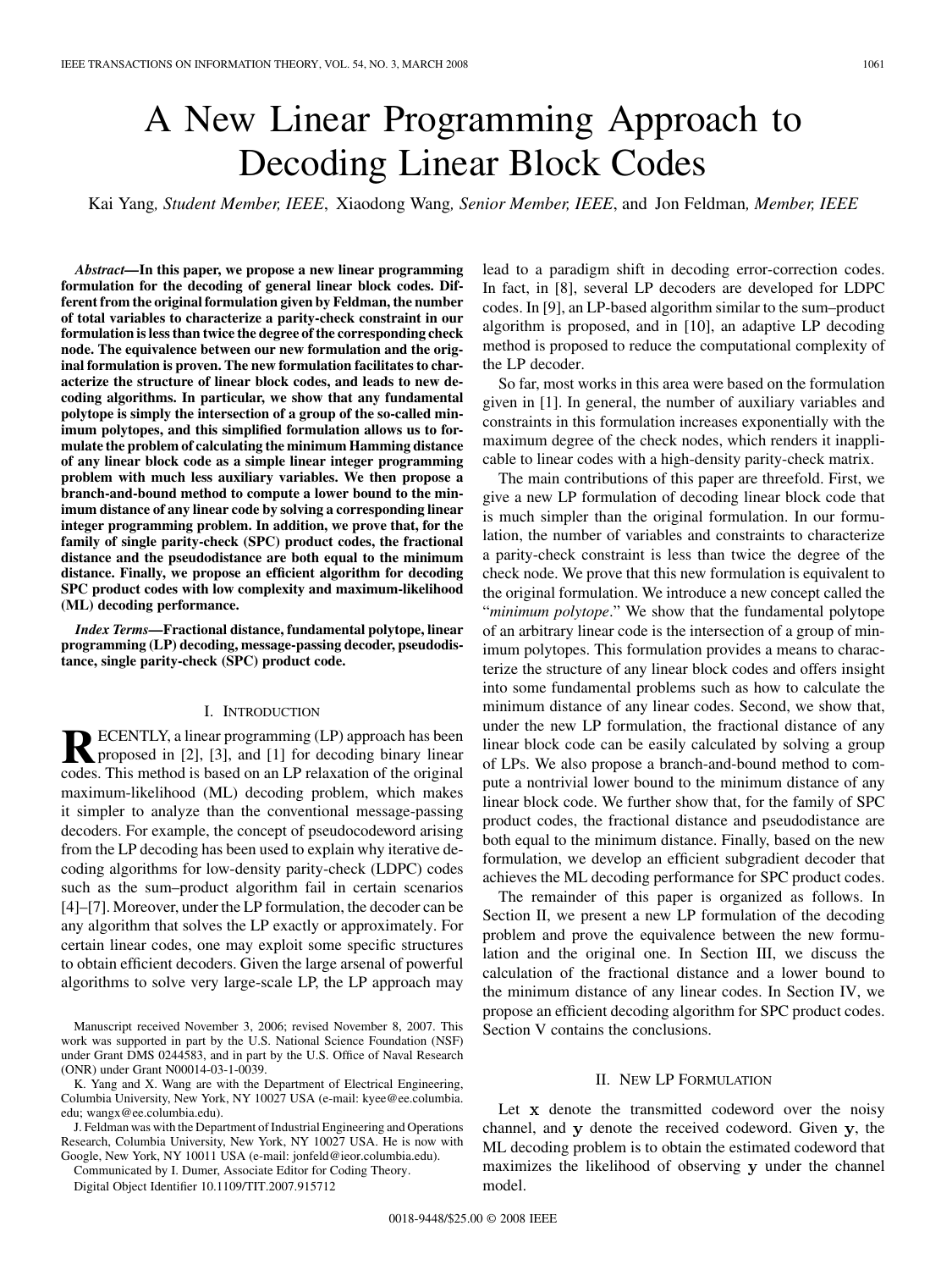# A New Linear Programming Approach to Decoding Linear Block Codes

Kai Yang, *Student Member, IEEE*, Xiaodong Wang, *Senior Member, IEEE*, and Jon Feldman, *Member, IEEE*

***Abstract*—In this paper, we propose a new linear programming formulation for the decoding of general linear block codes. Different from the original formulation given by Feldman, the number of total variables to characterize a parity-check constraint in our formulation is less than twice the degree of the corresponding check node. The equivalence between our new formulation and the original formulation is proven. The new formulation facilitates to characterize the structure of linear block codes, and leads to new decoding algorithms. In particular, we show that any fundamental polytope is simply the intersection of a group of the so-called minimum polytopes, and this simplified formulation allows us to formulate the problem of calculating the minimum Hamming distance of any linear block code as a simple linear integer programming problem with much less auxiliary variables. We then propose a branch-and-bound method to compute a lower bound to the minimum distance of any linear code by solving a corresponding linear integer programming problem. In addition, we prove that, for the family of single parity-check (SPC) product codes, the fractional distance and the pseudodistance are both equal to the minimum distance. Finally, we propose an efficient algorithm for decoding SPC product codes with low complexity and maximum-likelihood (ML) decoding performance.**

***Index Terms*—Fractional distance, fundamental polytope, linear programming (LP) decoding, message-passing decoder, pseudodistance, single parity-check (SPC) product code.**

## I. Introduction

Recently, a linear programming (LP) approach has been proposed in [2], [3], and [1] for decoding binary linear codes. This method is based on an LP relaxation of the original maximum-likelihood (ML) decoding problem, which makes it simpler to analyze than the conventional message-passing decoders. For example, the concept of pseudocodeword arising from the LP decoding has been used to explain why iterative decoding algorithms for low-density parity-check (LDPC) codes such as the sum–product algorithm fail in certain scenarios [4]–[7]. Moreover, under the LP formulation, the decoder can be any algorithm that solves the LP exactly or approximately. For certain linear codes, one may exploit some specific structures to obtain efficient decoders. Given the large arsenal of powerful algorithms to solve very large-scale LP, the LP approach may lead to a paradigm shift in decoding error-correction codes. In fact, in [8], several LP decoders are developed for LDPC codes. In [9], an LP-based algorithm similar to the sum–product algorithm is proposed, and in [10], an adaptive LP decoding method is proposed to reduce the computational complexity of the LP decoder.

So far, most works in this area were based on the formulation given in [1]. In general, the number of auxiliary variables and constraints in this formulation increases exponentially with the maximum degree of the check nodes, which renders it inapplicable to linear codes with a high-density parity-check matrix.

The main contributions of this paper are threefold. First, we give a new LP formulation of decoding linear block code that is much simpler than the original formulation. In our formulation, the number of variables and constraints to characterize a parity-check constraint is less than twice the degree of the check node. We prove that this new formulation is equivalent to the original formulation. We introduce a new concept called the "*minimum polytope*." We show that the fundamental polytope of an arbitrary linear code is the intersection of a group of minimum polytopes. This formulation provides a means to characterize the structure of any linear block codes and offers insight into some fundamental problems such as how to calculate the minimum distance of any linear codes. Second, we show that, under the new LP formulation, the fractional distance of any linear block code can be easily calculated by solving a group of LPs. We also propose a branch-and-bound method to compute a nontrivial lower bound to the minimum distance of any linear block code. We further show that, for the family of SPC product codes, the fractional distance and pseudodistance are both equal to the minimum distance. Finally, based on the new formulation, we develop an efficient subgradient decoder that achieves the ML decoding performance for SPC product codes.

The remainder of this paper is organized as follows. In Section II, we present a new LP formulation of the decoding problem and prove the equivalence between the new formulation and the original one. In Section III, we discuss the calculation of the fractional distance and a lower bound to the minimum distance of any linear codes. In Section IV, we propose an efficient decoding algorithm for SPC product codes. Section V contains the conclusions.

## II. New LP Formulation

Let $\mathbf{x}$ denote the transmitted codeword over the noisy channel, and $\mathbf{y}$ denote the received codeword. Given $\mathbf{y}$, the ML decoding problem is to obtain the estimated codeword that maximizes the likelihood of observing $\mathbf{y}$ under the channel model.

Manuscript received November 3, 2006; revised November 8, 2007. This work was supported in part by the U.S. National Science Foundation (NSF) under Grant DMS 0244583, and in part by the U.S. Office of Naval Research (ONR) under Grant N00014-03-1-0039.

K. Yang and X. Wang are with the Department of Electrical Engineering, Columbia University, New York, NY 10027 USA (e-mail: kyee@ee.columbia.edu; wangx@ee.columbia.edu).

J. Feldman was with the Department of Industrial Engineering and Operations Research, Columbia University, New York, NY 10027 USA. He is now with Google, New York, NY 10011 USA (e-mail: jonfeld@ieor.columbia.edu).

Communicated by I. Dumer, Associate Editor for Coding Theory.

Digital Object Identifier 10.1109/TIT.2007.915712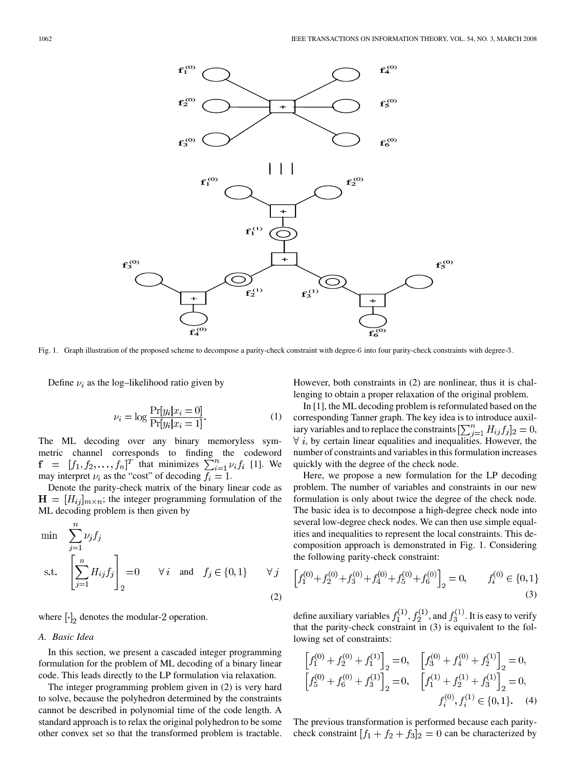Fig. 1. Graph illustration of the proposed scheme to decompose a parity-check constraint with degree-6 into four parity-check constraints with degree-3.

Define $\nu_i$ as the log–likelihood ratio given by

$$\nu_i = \log \frac{\Pr[y_i|x_i = 0]}{\Pr[y_i|x_i = 1]}. \tag{1}$$

The ML decoding over any binary memoryless symmetric channel corresponds to finding the codeword $\mathbf{f} = [f_1, f_2, \ldots, f_n]^T$ that minimizes $\sum_{i=1}^{n} \nu_i f_i$ [1]. We may interpret $\nu_i$ as the "cost" of decoding $f_i = 1$.

Denote the parity-check matrix of the binary linear code as $\mathbf{H} = [H_{ij}]_{m \times n}$; the integer programming formulation of the ML decoding problem is then given by

$$\begin{aligned} \min \quad & \sum_{j=1}^{n} \nu_j f_j \\ \text{s.t.} \quad & \left[ \sum_{j=1}^{n} H_{ij} f_j \right]_2 = 0 \qquad \forall\, i \quad \text{and} \quad f_j \in \{0, 1\} \qquad \forall\, j \end{aligned} \tag{2}$$

where $[\cdot]_2$ denotes the modular-2 operation.

### A. Basic Idea

In this section, we present a cascaded integer programming formulation for the problem of ML decoding of a binary linear code. This leads directly to the LP formulation via relaxation.

The integer programming problem given in (2) is very hard to solve, because the polyhedron determined by the constraints cannot be described in polynomial time of the code length. A standard approach is to relax the original polyhedron to be some other convex set so that the transformed problem is tractable. However, both constraints in (2) are nonlinear, thus it is challenging to obtain a proper relaxation of the original problem.

In [1], the ML decoding problem is reformulated based on the corresponding Tanner graph. The key idea is to introduce auxiliary variables and to replace the constraints $[\sum_{j=1}^{n} H_{ij} f_j]_2 = 0$, $\forall\, i$, by certain linear equalities and inequalities. However, the number of constraints and variables in this formulation increases quickly with the degree of the check node.

Here, we propose a new formulation for the LP decoding problem. The number of variables and constraints in our new formulation is only about twice the degree of the check node. The basic idea is to decompose a high-degree check node into several low-degree check nodes. We can then use simple equalities and inequalities to represent the local constraints. This decomposition approach is demonstrated in Fig. 1. Considering the following parity-check constraint:

$$\left[ f_1^{(0)} + f_2^{(0)} + f_3^{(0)} + f_4^{(0)} + f_5^{(0)} + f_6^{(0)} \right]_2 = 0, \qquad f_i^{(0)} \in \{0, 1\} \tag{3}$$

define auxiliary variables $f_1^{(1)}$, $f_2^{(1)}$, and $f_3^{(1)}$. It is easy to verify that the parity-check constraint in (3) is equivalent to the following set of constraints:

$$\begin{aligned} &\left[ f_1^{(0)} + f_2^{(0)} + f_1^{(1)} \right]_2 = 0, \quad \left[ f_3^{(0)} + f_4^{(0)} + f_2^{(1)} \right]_2 = 0, \\ &\left[ f_5^{(0)} + f_6^{(0)} + f_3^{(1)} \right]_2 = 0, \quad \left[ f_1^{(1)} + f_2^{(1)} + f_3^{(1)} \right]_2 = 0, \\ &\qquad\qquad\qquad\qquad\qquad\qquad f_i^{(0)}, f_i^{(1)} \in \{0, 1\}. \end{aligned} \tag{4}$$

The previous transformation is performed because each parity-check constraint $[f_1 + f_2 + f_3]_2 = 0$ can be characterized by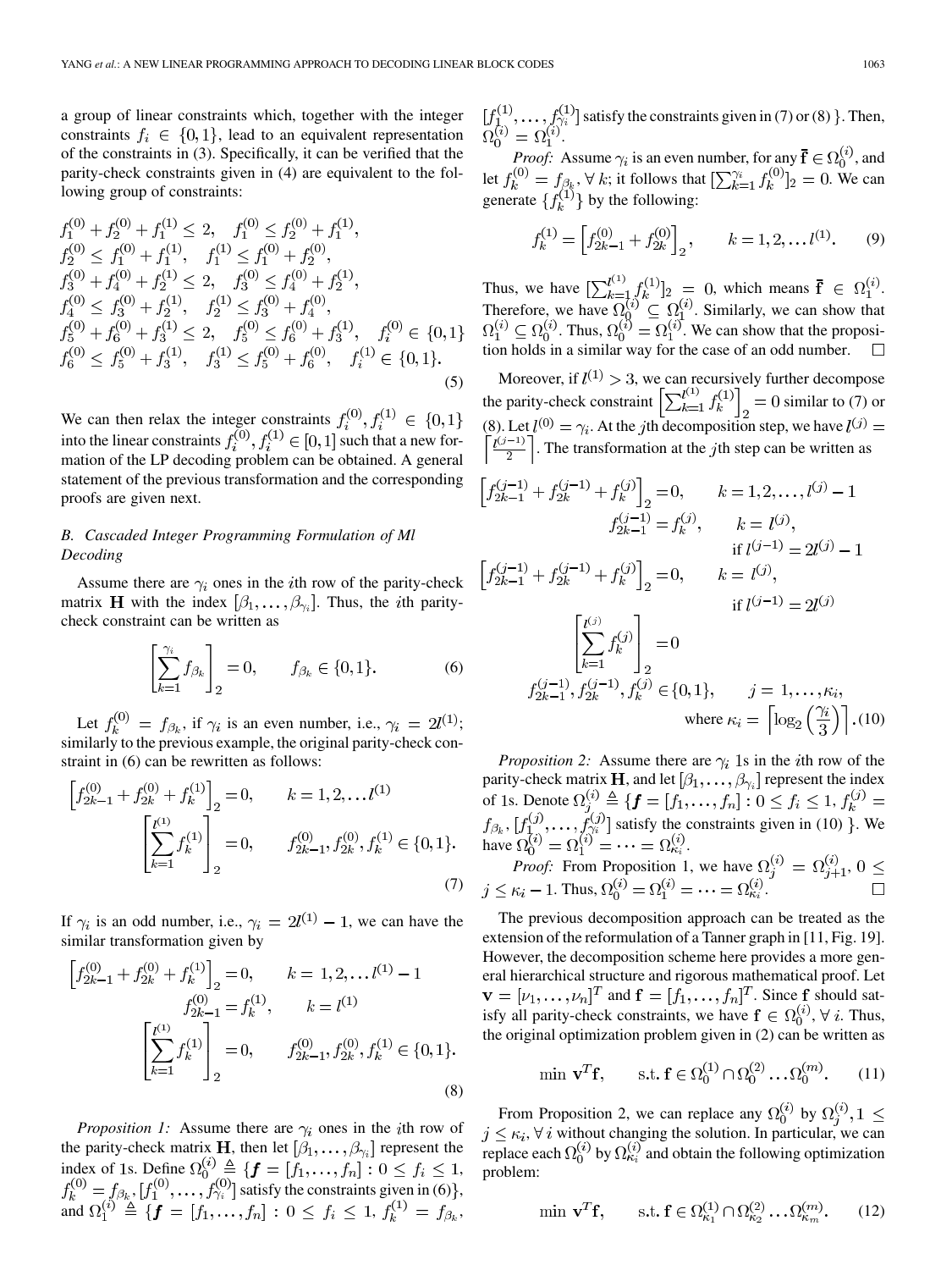a group of linear constraints which, together with the integer constraints $f_i \in \{0,1\}$, lead to an equivalent representation of the constraints in (3). Specifically, it can be verified that the parity-check constraints given in (4) are equivalent to the following group of constraints:

$$
\begin{aligned}
&f_1^{(0)} + f_2^{(0)} + f_1^{(1)} \leq 2, \quad f_1^{(0)} \leq f_2^{(0)} + f_1^{(1)}, \\
&f_2^{(0)} \leq f_1^{(0)} + f_1^{(1)}, \quad f_1^{(1)} \leq f_1^{(0)} + f_2^{(0)}, \\
&f_3^{(0)} + f_4^{(0)} + f_2^{(1)} \leq 2, \quad f_3^{(0)} \leq f_4^{(0)} + f_2^{(1)}, \\
&f_4^{(0)} \leq f_3^{(0)} + f_2^{(1)}, \quad f_2^{(1)} \leq f_3^{(0)} + f_4^{(0)}, \\
&f_5^{(0)} + f_6^{(0)} + f_3^{(1)} \leq 2, \quad f_5^{(0)} \leq f_6^{(0)} + f_3^{(1)}, \quad f_i^{(0)} \in \{0,1\} \\
&f_6^{(0)} \leq f_5^{(0)} + f_3^{(1)}, \quad f_3^{(1)} \leq f_5^{(0)} + f_6^{(0)}, \quad f_i^{(1)} \in \{0,1\}.
\end{aligned} \tag{5}
$$

We can then relax the integer constraints $f_i^{(0)}, f_i^{(1)} \in \{0,1\}$ into the linear constraints $f_i^{(0)}, f_i^{(1)} \in [0,1]$ such that a new formation of the LP decoding problem can be obtained. A general statement of the previous transformation and the corresponding proofs are given next.

### B. Cascaded Integer Programming Formulation of Ml Decoding

Assume there are $\gamma_i$ ones in the $i$th row of the parity-check matrix $\mathbf{H}$ with the index $[\beta_1, \ldots, \beta_{\gamma_i}]$. Thus, the $i$th parity-check constraint can be written as

$$
\left[\sum_{k=1}^{\gamma_i} f_{\beta_k}\right]_2 = 0, \qquad f_{\beta_k} \in \{0,1\}. \tag{6}
$$

Let $f_k^{(0)} = f_{\beta_k}$, if $\gamma_i$ is an even number, i.e., $\gamma_i = 2l^{(1)}$; similarly to the previous example, the original parity-check constraint in (6) can be rewritten as follows:

$$
\begin{aligned}
\left[f_{2k-1}^{(0)} + f_{2k}^{(0)} + f_k^{(1)}\right]_2 &= 0, \qquad k = 1, 2, \ldots l^{(1)} \\
\left[\sum_{k=1}^{l^{(1)}} f_k^{(1)}\right]_2 &= 0, \qquad f_{2k-1}^{(0)}, f_{2k}^{(0)}, f_k^{(1)} \in \{0,1\}.
\end{aligned} \tag{7}
$$

If $\gamma_i$ is an odd number, i.e., $\gamma_i = 2l^{(1)} - 1$, we can have the similar transformation given by

$$
\begin{aligned}
\left[f_{2k-1}^{(0)} + f_{2k}^{(0)} + f_k^{(1)}\right]_2 &= 0, \qquad k = 1, 2, \ldots l^{(1)} - 1 \\
f_{2k-1}^{(0)} &= f_k^{(1)}, \qquad k = l^{(1)} \\
\left[\sum_{k=1}^{l^{(1)}} f_k^{(1)}\right]_2 &= 0, \qquad f_{2k-1}^{(0)}, f_{2k}^{(0)}, f_k^{(1)} \in \{0,1\}.
\end{aligned} \tag{8}
$$

*Proposition 1:* Assume there are $\gamma_i$ ones in the $i$th row of the parity-check matrix $\mathbf{H}$, then let $[\beta_1, \ldots, \beta_{\gamma_i}]$ represent the index of 1s. Define $\Omega_0^{(i)} \triangleq \{\mathbf{f} = [f_1, \ldots, f_n] : 0 \leq f_i \leq 1, f_k^{(0)} = f_{\beta_k}, [f_1^{(0)}, \ldots, f_{\gamma_i}^{(0)}]$ satisfy the constraints given in (6)$\}$, and $\Omega_1^{(i)} \triangleq \{\mathbf{f} = [f_1, \ldots, f_n] : 0 \leq f_i \leq 1, f_k^{(1)} = f_{\beta_k}, [f_1^{(1)}, \ldots, f_{\gamma_i}^{(1)}]$ satisfy the constraints given in (7) or (8)$\}$. Then, $\Omega_0^{(i)} = \Omega_1^{(i)}$.

*Proof:* Assume $\gamma_i$ is an even number, for any $\bar{\mathbf{f}} \in \Omega_0^{(i)}$, and let $f_k^{(0)} = f_{\beta_k}, \forall k$; it follows that $[\sum_{k=1}^{\gamma_i} f_k^{(0)}]_2 = 0$. We can generate $\{f_k^{(1)}\}$ by the following:

$$
f_k^{(1)} = \left[f_{2k-1}^{(0)} + f_{2k}^{(0)}\right]_2, \qquad k = 1, 2, \ldots l^{(1)}. \tag{9}
$$

Thus, we have $[\sum_{k=1}^{l^{(1)}} f_k^{(1)}]_2 = 0$, which means $\bar{\mathbf{f}} \in \Omega_1^{(i)}$. Therefore, we have $\Omega_0^{(i)} \subseteq \Omega_1^{(i)}$. Similarly, we can show that $\Omega_1^{(i)} \subseteq \Omega_0^{(i)}$. Thus, $\Omega_0^{(i)} = \Omega_1^{(i)}$. We can show that the proposition holds in a similar way for the case of an odd number. $\square$

Moreover, if $l^{(1)} > 3$, we can recursively further decompose the parity-check constraint $\left[\sum_{k=1}^{l^{(1)}} f_k^{(1)}\right]_2 = 0$ similar to (7) or (8). Let $l^{(0)} = \gamma_i$. At the $j$th decomposition step, we have $l^{(j)} = \left\lceil \frac{l^{(j-1)}}{2} \right\rceil$. The transformation at the $j$th step can be written as

$$
\begin{aligned}
\left[f_{2k-1}^{(j-1)} + f_{2k}^{(j-1)} + f_k^{(j)}\right]_2 &= 0, \qquad k = 1, 2, \ldots, l^{(j)} - 1 \\
f_{2k-1}^{(j-1)} &= f_k^{(j)}, \qquad k = l^{(j)}, \\
&\qquad \text{if } l^{(j-1)} = 2l^{(j)} - 1 \\
\left[f_{2k-1}^{(j-1)} + f_{2k}^{(j-1)} + f_k^{(j)}\right]_2 &= 0, \qquad k = l^{(j)}, \\
&\qquad \text{if } l^{(j-1)} = 2l^{(j)} \\
\left[\sum_{k=1}^{l^{(j)}} f_k^{(j)}\right]_2 &= 0 \\
f_{2k-1}^{(j-1)}, f_{2k}^{(j-1)}, f_k^{(j)} &\in \{0,1\}, \qquad j = 1, \ldots, \kappa_i, \\
&\qquad \text{where } \kappa_i = \left\lceil \log_2\left(\frac{\gamma_i}{3}\right) \right\rceil.
\end{aligned} \tag{10}
$$

*Proposition 2:* Assume there are $\gamma_i$ 1s in the $i$th row of the parity-check matrix $\mathbf{H}$, and let $[\beta_1, \ldots, \beta_{\gamma_i}]$ represent the index of 1s. Denote $\Omega_j^{(i)} \triangleq \{\mathbf{f} = [f_1, \ldots, f_n] : 0 \leq f_i \leq 1, f_k^{(j)} = f_{\beta_k}, [f_1^{(j)}, \ldots, f_{\gamma_i}^{(j)}]$ satisfy the constraints given in (10)$\}$. We have $\Omega_0^{(i)} = \Omega_1^{(i)} = \cdots = \Omega_{\kappa_i}^{(i)}$.

*Proof:* From Proposition 1, we have $\Omega_j^{(i)} = \Omega_{j+1}^{(i)}, 0 \leq j \leq \kappa_i - 1$. Thus, $\Omega_0^{(i)} = \Omega_1^{(i)} = \cdots = \Omega_{\kappa_i}^{(i)}$. $\square$

The previous decomposition approach can be treated as the extension of the reformulation of a Tanner graph in [11, Fig. 19]. However, the decomposition scheme here provides a more general hierarchical structure and rigorous mathematical proof. Let $\mathbf{v} = [\nu_1, \ldots, \nu_n]^T$ and $\mathbf{f} = [f_1, \ldots, f_n]^T$. Since $\mathbf{f}$ should satisfy all parity-check constraints, we have $\mathbf{f} \in \Omega_0^{(i)}, \forall i$. Thus, the original optimization problem given in (2) can be written as

$$
\min \ \mathbf{v}^T \mathbf{f}, \qquad \text{s.t. } \mathbf{f} \in \Omega_0^{(1)} \cap \Omega_0^{(2)} \ldots \Omega_0^{(m)}. \tag{11}
$$

From Proposition 2, we can replace any $\Omega_0^{(i)}$ by $\Omega_j^{(i)}, 1 \leq j \leq \kappa_i, \forall i$ without changing the solution. In particular, we can replace each $\Omega_0^{(i)}$ by $\Omega_{\kappa_i}^{(i)}$ and obtain the following optimization problem:

$$
\min \ \mathbf{v}^T \mathbf{f}, \qquad \text{s.t. } \mathbf{f} \in \Omega_{\kappa_1}^{(1)} \cap \Omega_{\kappa_2}^{(2)} \ldots \Omega_{\kappa_m}^{(m)}. \tag{12}
$$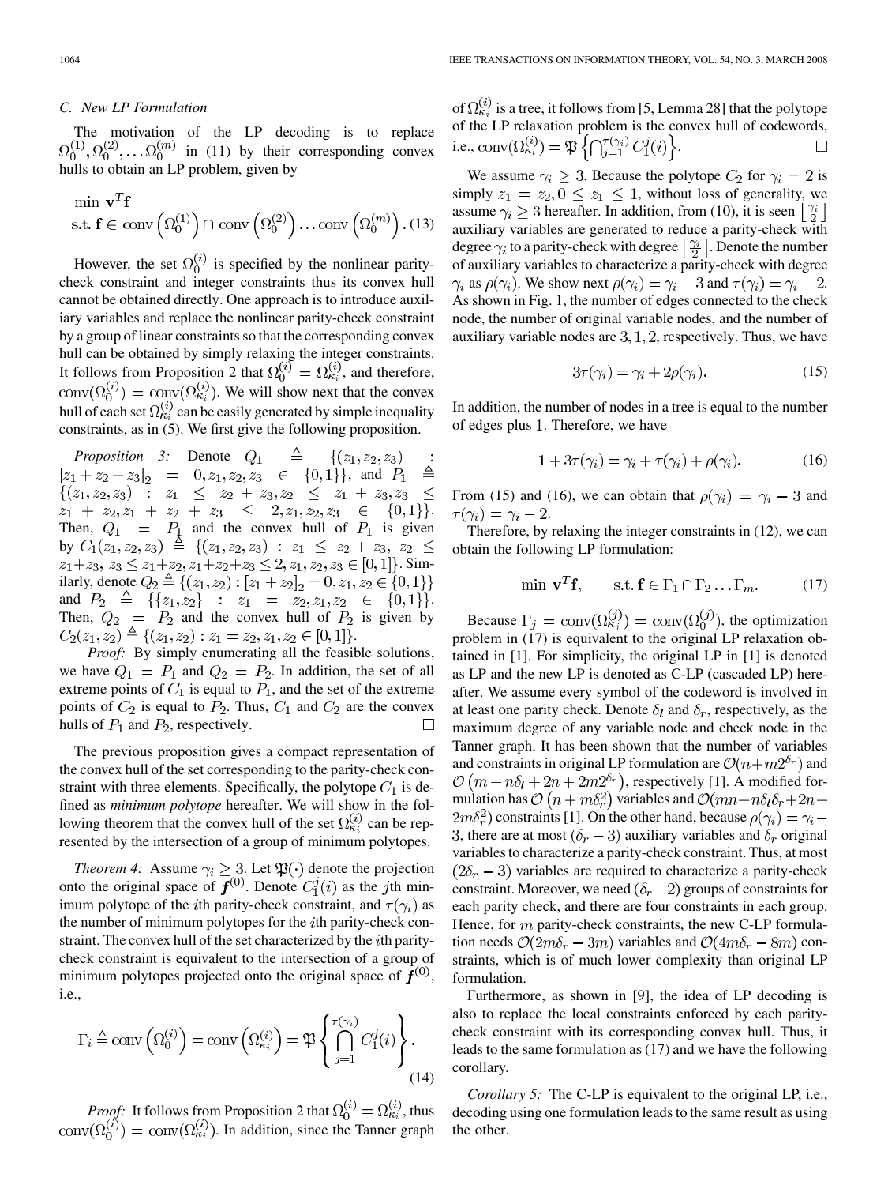### C. New LP Formulation

The motivation of the LP decoding is to replace $\Omega_0^{(1)}, \Omega_0^{(2)}, \dots \Omega_0^{(m)}$ in (11) by their corresponding convex hulls to obtain an LP problem, given by

$$\begin{aligned} &\min \mathbf{v}^T\mathbf{f} \\ &\text{s.t. } \mathbf{f} \in \operatorname{conv}\left(\Omega_0^{(1)}\right) \cap \operatorname{conv}\left(\Omega_0^{(2)}\right) \dots \operatorname{conv}\left(\Omega_0^{(m)}\right). \end{aligned} \tag{13}$$

However, the set $\Omega_0^{(i)}$ is specified by the nonlinear parity-check constraint and integer constraints thus its convex hull cannot be obtained directly. One approach is to introduce auxiliary variables and replace the nonlinear parity-check constraint by a group of linear constraints so that the corresponding convex hull can be obtained by simply relaxing the integer constraints. It follows from Proposition 2 that $\Omega_0^{(i)} = \Omega_{\kappa_i}^{(i)}$, and therefore, $\operatorname{conv}(\Omega_0^{(i)}) = \operatorname{conv}(\Omega_{\kappa_i}^{(i)})$. We will show next that the convex hull of each set $\Omega_{\kappa_i}^{(i)}$ can be easily generated by simple inequality constraints, as in (5). We first give the following proposition.

*Proposition 3:* Denote $Q_1 \triangleq \{(z_1, z_2, z_3) : [z_1 + z_2 + z_3]_2 = 0, z_1, z_2, z_3 \in \{0,1\}\}$, and $P_1 \triangleq \{(z_1, z_2, z_3) : z_1 \le z_2 + z_3, z_2 \le z_1 + z_3, z_3 \le z_1 + z_2, z_1 + z_2 + z_3 \le 2, z_1, z_2, z_3 \in \{0,1\}\}$. Then, $Q_1 = P_1$ and the convex hull of $P_1$ is given by $C_1(z_1, z_2, z_3) \triangleq \{(z_1, z_2, z_3) : z_1 \le z_2 + z_3,\ z_2 \le z_1 + z_3,\ z_3 \le z_1 + z_2, z_1 + z_2 + z_3 \le 2, z_1, z_2, z_3 \in [0,1]\}$. Similarly, denote $Q_2 \triangleq \{(z_1, z_2) : [z_1 + z_2]_2 = 0, z_1, z_2 \in \{0,1\}\}$ and $P_2 \triangleq \{\{z_1, z_2\} : z_1 = z_2, z_1, z_2 \in \{0,1\}\}$. Then, $Q_2 = P_2$ and the convex hull of $P_2$ is given by $C_2(z_1, z_2) \triangleq \{(z_1, z_2) : z_1 = z_2, z_1, z_2 \in [0,1]\}$.

*Proof:* By simply enumerating all the feasible solutions, we have $Q_1 = P_1$ and $Q_2 = P_2$. In addition, the set of all extreme points of $C_1$ is equal to $P_1$, and the set of the extreme points of $C_2$ is equal to $P_2$. Thus, $C_1$ and $C_2$ are the convex hulls of $P_1$ and $P_2$, respectively. □

The previous proposition gives a compact representation of the convex hull of the set corresponding to the parity-check constraint with three elements. Specifically, the polytope $C_1$ is defined as *minimum polytope* hereafter. We will show in the following theorem that the convex hull of the set $\Omega_{\kappa_i}^{(i)}$ can be represented by the intersection of a group of minimum polytopes.

*Theorem 4:* Assume $\gamma_i \ge 3$. Let $\mathfrak{P}(\cdot)$ denote the projection onto the original space of $\boldsymbol{f}^{(0)}$. Denote $C_1^j(i)$ as the $j$th minimum polytope of the $i$th parity-check constraint, and $\tau(\gamma_i)$ as the number of minimum polytopes for the $i$th parity-check constraint. The convex hull of the set characterized by the $i$th parity-check constraint is equivalent to the intersection of a group of minimum polytopes projected onto the original space of $\boldsymbol{f}^{(0)}$, i.e.,

$$\Gamma_i \triangleq \operatorname{conv}\left(\Omega_0^{(i)}\right) = \operatorname{conv}\left(\Omega_{\kappa_i}^{(i)}\right) = \mathfrak{P}\left\{\bigcap_{j=1}^{\tau(\gamma_i)} C_1^j(i)\right\}. \tag{14}$$

*Proof:* It follows from Proposition 2 that $\Omega_0^{(i)} = \Omega_{\kappa_i}^{(i)}$, thus $\operatorname{conv}(\Omega_0^{(i)}) = \operatorname{conv}(\Omega_{\kappa_i}^{(i)})$. In addition, since the Tanner graph of $\Omega_{\kappa_i}^{(i)}$ is a tree, it follows from [5, Lemma 28] that the polytope of the LP relaxation problem is the convex hull of codewords, i.e., $\operatorname{conv}(\Omega_{\kappa_i}^{(i)}) = \mathfrak{P}\left\{\bigcap_{j=1}^{\tau(\gamma_i)} C_1^j(i)\right\}$. □

We assume $\gamma_i \ge 3$. Because the polytope $C_2$ for $\gamma_i = 2$ is simply $z_1 = z_2, 0 \le z_1 \le 1$, without loss of generality, we assume $\gamma_i \ge 3$ hereafter. In addition, from (10), it is seen $\left\lfloor \frac{\gamma_i}{2} \right\rfloor$ auxiliary variables are generated to reduce a parity-check with degree $\gamma_i$ to a parity-check with degree $\left\lceil \frac{\gamma_i}{2} \right\rceil$. Denote the number of auxiliary variables to characterize a parity-check with degree $\gamma_i$ as $\rho(\gamma_i)$. We show next $\rho(\gamma_i) = \gamma_i - 3$ and $\tau(\gamma_i) = \gamma_i - 2$. As shown in Fig. 1, the number of edges connected to the check node, the number of original variable nodes, and the number of auxiliary variable nodes are $3, 1, 2$, respectively. Thus, we have

$$3\tau(\gamma_i) = \gamma_i + 2\rho(\gamma_i). \tag{15}$$

In addition, the number of nodes in a tree is equal to the number of edges plus 1. Therefore, we have

$$1 + 3\tau(\gamma_i) = \gamma_i + \tau(\gamma_i) + \rho(\gamma_i). \tag{16}$$

From (15) and (16), we can obtain that $\rho(\gamma_i) = \gamma_i - 3$ and $\tau(\gamma_i) = \gamma_i - 2$.

Therefore, by relaxing the integer constraints in (12), we can obtain the following LP formulation:

$$\min \mathbf{v}^T\mathbf{f}, \qquad \text{s.t. } \mathbf{f} \in \Gamma_1 \cap \Gamma_2 \dots \Gamma_m. \tag{17}$$

Because $\Gamma_j = \operatorname{conv}(\Omega_{\kappa_j}^{(j)}) = \operatorname{conv}(\Omega_0^{(j)})$, the optimization problem in (17) is equivalent to the original LP relaxation obtained in [1]. For simplicity, the original LP in [1] is denoted as LP and the new LP is denoted as C-LP (cascaded LP) hereafter. We assume every symbol of the codeword is involved in at least one parity check. Denote $\delta_l$ and $\delta_r$, respectively, as the maximum degree of any variable node and check node in the Tanner graph. It has been shown that the number of variables and constraints in original LP formulation are $\mathcal{O}(n + m2^{\delta_r})$ and $\mathcal{O}\left(m + n\delta_l + 2n + 2m2^{\delta_r}\right)$, respectively [1]. A modified formulation has $\mathcal{O}\left(n + m\delta_r^2\right)$ variables and $\mathcal{O}(mn + n\delta_l\delta_r + 2n + 2m\delta_r^2)$ constraints [1]. On the other hand, because $\rho(\gamma_i) = \gamma_i - 3$, there are at most $(\delta_r - 3)$ auxiliary variables and $\delta_r$ original variables to characterize a parity-check constraint. Thus, at most $(2\delta_r - 3)$ variables are required to characterize a parity-check constraint. Moreover, we need $(\delta_r - 2)$ groups of constraints for each parity check, and there are four constraints in each group. Hence, for $m$ parity-check constraints, the new C-LP formulation needs $\mathcal{O}(2m\delta_r - 3m)$ variables and $\mathcal{O}(4m\delta_r - 8m)$ constraints, which is of much lower complexity than original LP formulation.

Furthermore, as shown in [9], the idea of LP decoding is also to replace the local constraints enforced by each parity-check constraint with its corresponding convex hull. Thus, it leads to the same formulation as (17) and we have the following corollary.

*Corollary 5:* The C-LP is equivalent to the original LP, i.e., decoding using one formulation leads to the same result as using the other.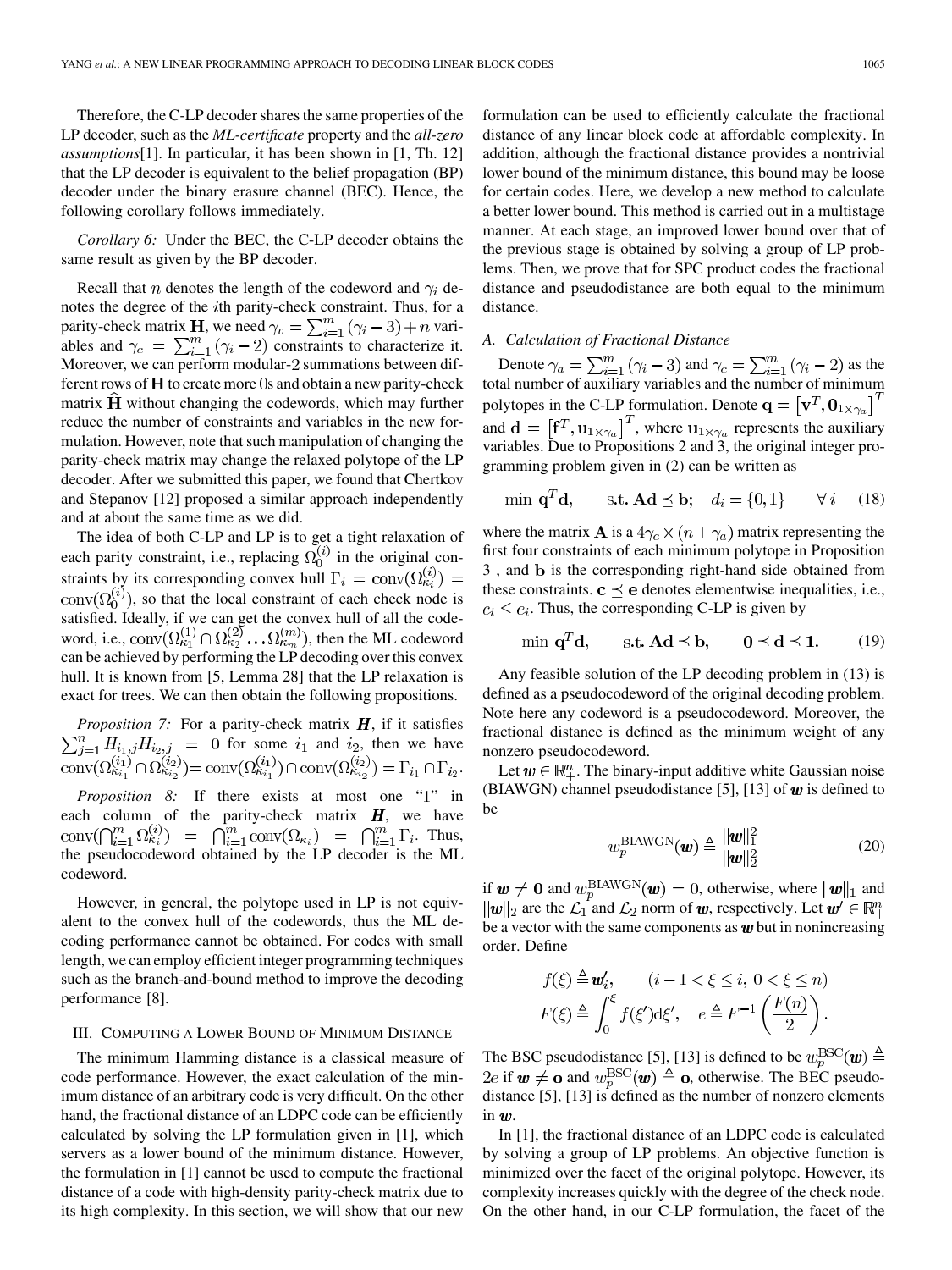Therefore, the C-LP decoder shares the same properties of the LP decoder, such as the *ML-certificate* property and the *all-zero assumptions*[1]. In particular, it has been shown in [1, Th. 12] that the LP decoder is equivalent to the belief propagation (BP) decoder under the binary erasure channel (BEC). Hence, the following corollary follows immediately.

*Corollary 6:* Under the BEC, the C-LP decoder obtains the same result as given by the BP decoder.

Recall that $n$ denotes the length of the codeword and $\gamma_i$ denotes the degree of the $i$th parity-check constraint. Thus, for a parity-check matrix $\mathbf{H}$, we need $\gamma_v = \sum_{i=1}^{m}(\gamma_i - 3) + n$ variables and $\gamma_c = \sum_{i=1}^{m}(\gamma_i - 2)$ constraints to characterize it. Moreover, we can perform modular-2 summations between different rows of $\mathbf{H}$ to create more 0s and obtain a new parity-check matrix $\widehat{\mathbf{H}}$ without changing the codewords, which may further reduce the number of constraints and variables in the new formulation. However, note that such manipulation of changing the parity-check matrix may change the relaxed polytope of the LP decoder. After we submitted this paper, we found that Chertkov and Stepanov [12] proposed a similar approach independently and at about the same time as we did.

The idea of both C-LP and LP is to get a tight relaxation of each parity constraint, i.e., replacing $\Omega_0^{(i)}$ in the original constraints by its corresponding convex hull $\Gamma_i = \mathrm{conv}(\Omega_{\kappa_i}^{(i)}) = \mathrm{conv}(\Omega_0^{(i)})$, so that the local constraint of each check node is satisfied. Ideally, if we can get the convex hull of all the codeword, i.e., $\mathrm{conv}(\Omega_{\kappa_1}^{(1)} \cap \Omega_{\kappa_2}^{(2)} \ldots \Omega_{\kappa_m}^{(m)})$, then the ML codeword can be achieved by performing the LP decoding over this convex hull. It is known from [5, Lemma 28] that the LP relaxation is exact for trees. We can then obtain the following propositions.

*Proposition 7:* For a parity-check matrix $\boldsymbol{H}$, if it satisfies $\sum_{j=1}^{n} H_{i_1,j} H_{i_2,j} = 0$ for some $i_1$ and $i_2$, then we have $\mathrm{conv}(\Omega_{\kappa_{i_1}}^{(i_1)} \cap \Omega_{\kappa_{i_2}}^{(i_2)}) = \mathrm{conv}(\Omega_{\kappa_{i_1}}^{(i_1)}) \cap \mathrm{conv}(\Omega_{\kappa_{i_2}}^{(i_2)}) = \Gamma_{i_1} \cap \Gamma_{i_2}$.

*Proposition 8:* If there exists at most one "1" in each column of the parity-check matrix $\boldsymbol{H}$, we have $\mathrm{conv}(\bigcap_{i=1}^{m} \Omega_{\kappa_i}^{(i)}) = \bigcap_{i=1}^{m} \mathrm{conv}(\Omega_{\kappa_i}) = \bigcap_{i=1}^{m} \Gamma_i$. Thus, the pseudocodeword obtained by the LP decoder is the ML codeword.

However, in general, the polytope used in LP is not equivalent to the convex hull of the codewords, thus the ML decoding performance cannot be obtained. For codes with small length, we can employ efficient integer programming techniques such as the branch-and-bound method to improve the decoding performance [8].

## III. Computing a Lower Bound of Minimum Distance

The minimum Hamming distance is a classical measure of code performance. However, the exact calculation of the minimum distance of an arbitrary code is very difficult. On the other hand, the fractional distance of an LDPC code can be efficiently calculated by solving the LP formulation given in [1], which servers as a lower bound of the minimum distance. However, the formulation in [1] cannot be used to compute the fractional distance of a code with high-density parity-check matrix due to its high complexity. In this section, we will show that our new formulation can be used to efficiently calculate the fractional distance of any linear block code at affordable complexity. In addition, although the fractional distance provides a nontrivial lower bound of the minimum distance, this bound may be loose for certain codes. Here, we develop a new method to calculate a better lower bound. This method is carried out in a multistage manner. At each stage, an improved lower bound over that of the previous stage is obtained by solving a group of LP problems. Then, we prove that for SPC product codes the fractional distance and pseudodistance are both equal to the minimum distance.

### A. Calculation of Fractional Distance

Denote $\gamma_a = \sum_{i=1}^{m}(\gamma_i - 3)$ and $\gamma_c = \sum_{i=1}^{m}(\gamma_i - 2)$ as the total number of auxiliary variables and the number of minimum polytopes in the C-LP formulation. Denote $\mathbf{q} = \left[\mathbf{v}^T, \mathbf{0}_{1\times\gamma_a}\right]^T$ and $\mathbf{d} = \left[\mathbf{f}^T, \mathbf{u}_{1\times\gamma_a}\right]^T$, where $\mathbf{u}_{1\times\gamma_a}$ represents the auxiliary variables. Due to Propositions 2 and 3, the original integer programming problem given in (2) can be written as

$$\min \mathbf{q}^T\mathbf{d}, \qquad \text{s.t. } \mathbf{A}\mathbf{d} \preceq \mathbf{b}; \quad d_i = \{0,1\} \qquad \forall i \quad (18)$$

where the matrix $\mathbf{A}$ is a $4\gamma_c \times (n + \gamma_a)$ matrix representing the first four constraints of each minimum polytope in Proposition 3 , and $\mathbf{b}$ is the corresponding right-hand side obtained from these constraints. $\mathbf{c} \preceq \mathbf{e}$ denotes elementwise inequalities, i.e., $c_i \le e_i$. Thus, the corresponding C-LP is given by

$$\min \mathbf{q}^T\mathbf{d}, \qquad \text{s.t. } \mathbf{A}\mathbf{d} \preceq \mathbf{b}, \qquad \mathbf{0} \preceq \mathbf{d} \preceq \mathbf{1}. \quad (19)$$

Any feasible solution of the LP decoding problem in (13) is defined as a pseudocodeword of the original decoding problem. Note here any codeword is a pseudocodeword. Moreover, the fractional distance is defined as the minimum weight of any nonzero pseudocodeword.

Let $\boldsymbol{w} \in \mathbb{R}_+^n$. The binary-input additive white Gaussian noise (BIAWGN) channel pseudodistance [5], [13] of $\boldsymbol{w}$ is defined to be

$$w_p^{\mathrm{BIAWGN}}(\boldsymbol{w}) \triangleq \frac{\|\boldsymbol{w}\|_1^2}{\|\boldsymbol{w}\|_2^2} \quad (20)$$

if $\boldsymbol{w} \neq \mathbf{0}$ and $w_p^{\mathrm{BIAWGN}}(\boldsymbol{w}) = 0$, otherwise, where $\|\boldsymbol{w}\|_1$ and $\|\boldsymbol{w}\|_2$ are the $\mathcal{L}_1$ and $\mathcal{L}_2$ norm of $\boldsymbol{w}$, respectively. Let $\boldsymbol{w}' \in \mathbb{R}_+^n$ be a vector with the same components as $\boldsymbol{w}$ but in nonincreasing order. Define

$$f(\xi) \triangleq \boldsymbol{w}'_i, \qquad (i - 1 < \xi \le i,\ 0 < \xi \le n)$$
$$F(\xi) \triangleq \int_0^{\xi} f(\xi')\mathrm{d}\xi', \quad e \triangleq F^{-1}\left(\frac{F(n)}{2}\right).$$

The BSC pseudodistance [5], [13] is defined to be $w_p^{\mathrm{BSC}}(\boldsymbol{w}) \triangleq 2e$ if $\boldsymbol{w} \neq \mathbf{o}$ and $w_p^{\mathrm{BSC}}(\boldsymbol{w}) \triangleq \mathbf{o}$, otherwise. The BEC pseudodistance [5], [13] is defined as the number of nonzero elements in $\boldsymbol{w}$.

In [1], the fractional distance of an LDPC code is calculated by solving a group of LP problems. An objective function is minimized over the facet of the original polytope. However, its complexity increases quickly with the degree of the check node. On the other hand, in our C-LP formulation, the facet of the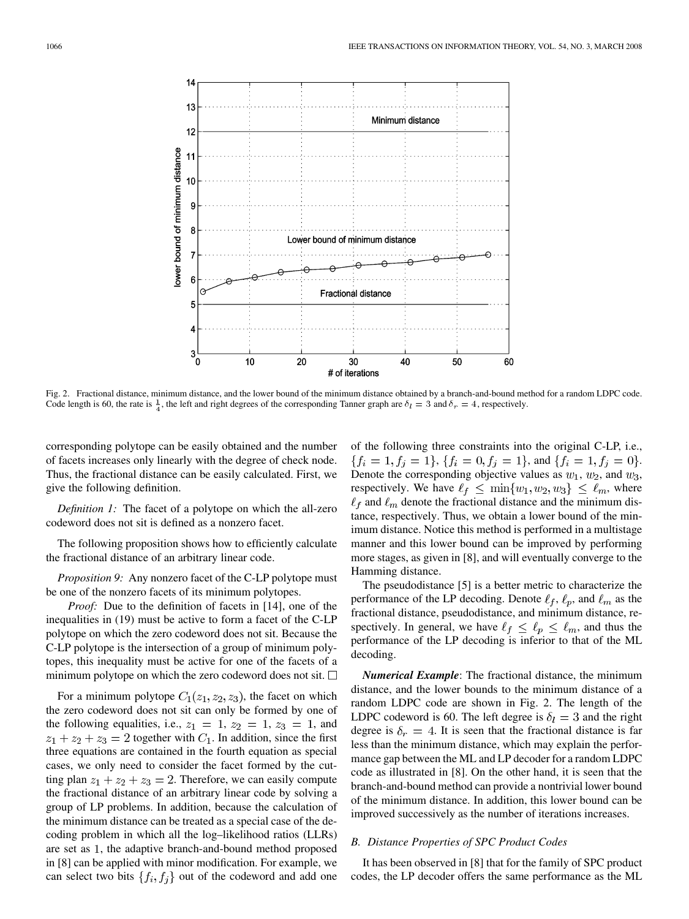Fig. 2. Fractional distance, minimum distance, and the lower bound of the minimum distance obtained by a branch-and-bound method for a random LDPC code. Code length is 60, the rate is $\frac{1}{4}$, the left and right degrees of the corresponding Tanner graph are $\delta_l = 3$ and $\delta_r = 4$, respectively.

corresponding polytope can be easily obtained and the number of facets increases only linearly with the degree of check node. Thus, the fractional distance can be easily calculated. First, we give the following definition.

*Definition 1:* The facet of a polytope on which the all-zero codeword does not sit is defined as a nonzero facet.

The following proposition shows how to efficiently calculate the fractional distance of an arbitrary linear code.

*Proposition 9:* Any nonzero facet of the C-LP polytope must be one of the nonzero facets of its minimum polytopes.

*Proof:* Due to the definition of facets in [14], one of the inequalities in (19) must be active to form a facet of the C-LP polytope on which the zero codeword does not sit. Because the C-LP polytope is the intersection of a group of minimum polytopes, this inequality must be active for one of the facets of a minimum polytope on which the zero codeword does not sit. □

For a minimum polytope $C_1(z_1, z_2, z_3)$, the facet on which the zero codeword does not sit can only be formed by one of the following equalities, i.e., $z_1 = 1$, $z_2 = 1$, $z_3 = 1$, and $z_1 + z_2 + z_3 = 2$ together with $C_1$. In addition, since the first three equations are contained in the fourth equation as special cases, we only need to consider the facet formed by the cutting plan $z_1 + z_2 + z_3 = 2$. Therefore, we can easily compute the fractional distance of an arbitrary linear code by solving a group of LP problems. In addition, because the calculation of the minimum distance can be treated as a special case of the decoding problem in which all the log–likelihood ratios (LLRs) are set as 1, the adaptive branch-and-bound method proposed in [8] can be applied with minor modification. For example, we can select two bits $\{f_i, f_j\}$ out of the codeword and add one of the following three constraints into the original C-LP, i.e., $\{f_i = 1, f_j = 1\}$, $\{f_i = 0, f_j = 1\}$, and $\{f_i = 1, f_j = 0\}$. Denote the corresponding objective values as $w_1$, $w_2$, and $w_3$, respectively. We have $\ell_f \leq \min\{w_1, w_2, w_3\} \leq \ell_m$, where $\ell_f$ and $\ell_m$ denote the fractional distance and the minimum distance, respectively. Thus, we obtain a lower bound of the minimum distance. Notice this method is performed in a multistage manner and this lower bound can be improved by performing more stages, as given in [8], and will eventually converge to the Hamming distance.

The pseudodistance [5] is a better metric to characterize the performance of the LP decoding. Denote $\ell_f$, $\ell_p$, and $\ell_m$ as the fractional distance, pseudodistance, and minimum distance, respectively. In general, we have $\ell_f \leq \ell_p \leq \ell_m$, and thus the performance of the LP decoding is inferior to that of the ML decoding.

***Numerical Example***: The fractional distance, the minimum distance, and the lower bounds to the minimum distance of a random LDPC code are shown in Fig. 2. The length of the LDPC codeword is 60. The left degree is $\delta_l = 3$ and the right degree is $\delta_r = 4$. It is seen that the fractional distance is far less than the minimum distance, which may explain the performance gap between the ML and LP decoder for a random LDPC code as illustrated in [8]. On the other hand, it is seen that the branch-and-bound method can provide a nontrivial lower bound of the minimum distance. In addition, this lower bound can be improved successively as the number of iterations increases.

### B. Distance Properties of SPC Product Codes

It has been observed in [8] that for the family of SPC product codes, the LP decoder offers the same performance as the ML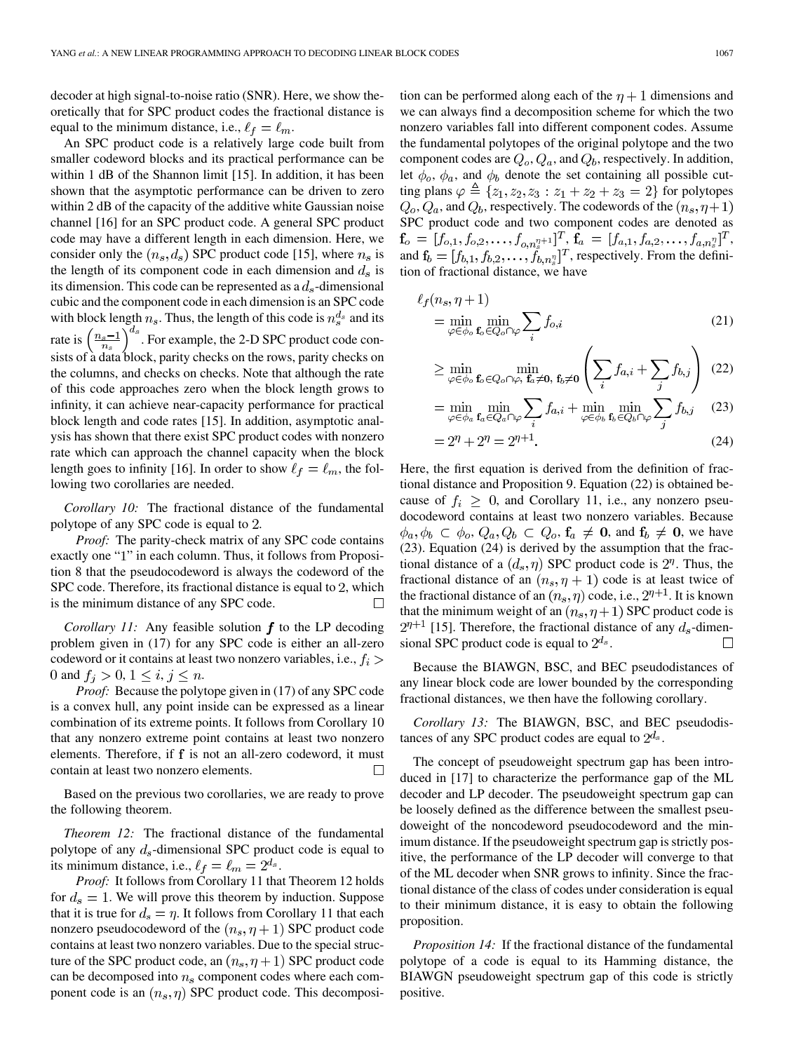decoder at high signal-to-noise ratio (SNR). Here, we show theoretically that for SPC product codes the fractional distance is equal to the minimum distance, i.e., $\ell_f = \ell_m$.

An SPC product code is a relatively large code built from smaller codeword blocks and its practical performance can be within 1 dB of the Shannon limit [15]. In addition, it has been shown that the asymptotic performance can be driven to zero within 2 dB of the capacity of the additive white Gaussian noise channel [16] for an SPC product code. A general SPC product code may have a different length in each dimension. Here, we consider only the $(n_s, d_s)$ SPC product code [15], where $n_s$ is the length of its component code in each dimension and $d_s$ is its dimension. This code can be represented as a $d_s$-dimensional cubic and the component code in each dimension is an SPC code with block length $n_s$. Thus, the length of this code is $n_s^{d_s}$ and its rate is $\left(\frac{n_s - 1}{n_s}\right)^{d_s}$. For example, the 2-D SPC product code consists of a data block, parity checks on the rows, parity checks on the columns, and checks on checks. Note that although the rate of this code approaches zero when the block length grows to infinity, it can achieve near-capacity performance for practical block length and code rates [15]. In addition, asymptotic analysis has shown that there exist SPC product codes with nonzero rate which can approach the channel capacity when the block length goes to infinity [16]. In order to show $\ell_f = \ell_m$, the following two corollaries are needed.

*Corollary 10:* The fractional distance of the fundamental polytope of any SPC code is equal to 2.

*Proof:* The parity-check matrix of any SPC code contains exactly one "1" in each column. Thus, it follows from Proposition 8 that the pseudocodeword is always the codeword of the SPC code. Therefore, its fractional distance is equal to 2, which is the minimum distance of any SPC code. □

*Corollary 11:* Any feasible solution $\boldsymbol{f}$ to the LP decoding problem given in (17) for any SPC code is either an all-zero codeword or it contains at least two nonzero variables, i.e., $f_i > 0$ and $f_j > 0, 1 \leq i, j \leq n$.

*Proof:* Because the polytope given in (17) of any SPC code is a convex hull, any point inside can be expressed as a linear combination of its extreme points. It follows from Corollary 10 that any nonzero extreme point contains at least two nonzero elements. Therefore, if $\mathbf{f}$ is not an all-zero codeword, it must contain at least two nonzero elements. □

Based on the previous two corollaries, we are ready to prove the following theorem.

*Theorem 12:* The fractional distance of the fundamental polytope of any $d_s$-dimensional SPC product code is equal to its minimum distance, i.e., $\ell_f = \ell_m = 2^{d_s}$.

*Proof:* It follows from Corollary 11 that Theorem 12 holds for $d_s = 1$. We will prove this theorem by induction. Suppose that it is true for $d_s = \eta$. It follows from Corollary 11 that each nonzero pseudocodeword of the $(n_s, \eta+1)$ SPC product code contains at least two nonzero variables. Due to the special structure of the SPC product code, an $(n_s, \eta+1)$ SPC product code can be decomposed into $n_s$ component codes where each component code is an $(n_s, \eta)$ SPC product code. This decomposition can be performed along each of the $\eta+1$ dimensions and we can always find a decomposition scheme for which the two nonzero variables fall into different component codes. Assume the fundamental polytopes of the original polytope and the two component codes are $Q_o, Q_a$, and $Q_b$, respectively. In addition, let $\phi_o$, $\phi_a$, and $\phi_b$ denote the set containing all possible cutting plans $\varphi \triangleq \{z_1, z_2, z_3 : z_1 + z_2 + z_3 = 2\}$ for polytopes $Q_o, Q_a$, and $Q_b$, respectively. The codewords of the $(n_s, \eta+1)$ SPC product code and two component codes are denoted as $\mathbf{f}_o = [f_{o,1}, f_{o,2}, \ldots, f_{o,n_s^{\eta+1}}]^T$, $\mathbf{f}_a = [f_{a,1}, f_{a,2}, \ldots, f_{a,n_s^{\eta}}]^T$, and $\mathbf{f}_b = [f_{b,1}, f_{b,2}, \ldots, f_{b,n_s^{\eta}}]^T$, respectively. From the definition of fractional distance, we have

$$
\begin{aligned}
\ell_f(n_s, \eta+1) &= \min_{\varphi \in \phi_o} \min_{\mathbf{f}_o \in Q_o \cap \varphi} \sum_i f_{o,i} && (21) \\
&\geq \min_{\varphi \in \phi_o} \min_{\mathbf{f}_o \in Q_o \cap \varphi,\ \mathbf{f}_a \neq \mathbf{0},\ \mathbf{f}_b \neq \mathbf{0}} \left( \sum_i f_{a,i} + \sum_j f_{b,j} \right) && (22) \\
&= \min_{\varphi \in \phi_a} \min_{\mathbf{f}_a \in Q_a \cap \varphi} \sum_i f_{a,i} + \min_{\varphi \in \phi_b} \min_{\mathbf{f}_b \in Q_b \cap \varphi} \sum_j f_{b,j} && (23) \\
&= 2^\eta + 2^\eta = 2^{\eta+1}. && (24)
\end{aligned}
$$

Here, the first equation is derived from the definition of fractional distance and Proposition 9. Equation (22) is obtained because of $f_i \geq 0$, and Corollary 11, i.e., any nonzero pseudocodeword contains at least two nonzero variables. Because $\phi_a, \phi_b \subset \phi_o$, $Q_a, Q_b \subset Q_o$, $\mathbf{f}_a \neq \mathbf{0}$, and $\mathbf{f}_b \neq \mathbf{0}$, we have (23). Equation (24) is derived by the assumption that the fractional distance of a $(d_s, \eta)$ SPC product code is $2^\eta$. Thus, the fractional distance of an $(n_s, \eta+1)$ code is at least twice of the fractional distance of an $(n_s, \eta)$ code, i.e., $2^{\eta+1}$. It is known that the minimum weight of an $(n_s, \eta+1)$ SPC product code is $2^{\eta+1}$ [15]. Therefore, the fractional distance of any $d_s$-dimensional SPC product code is equal to $2^{d_s}$. □

Because the BIAWGN, BSC, and BEC pseudodistances of any linear block code are lower bounded by the corresponding fractional distances, we then have the following corollary.

*Corollary 13:* The BIAWGN, BSC, and BEC pseudodistances of any SPC product codes are equal to $2^{d_s}$.

The concept of pseudoweight spectrum gap has been introduced in [17] to characterize the performance gap of the ML decoder and LP decoder. The pseudoweight spectrum gap can be loosely defined as the difference between the smallest pseudoweight of the noncodeword pseudocodeword and the minimum distance. If the pseudoweight spectrum gap is strictly positive, the performance of the LP decoder will converge to that of the ML decoder when SNR grows to infinity. Since the fractional distance of the class of codes under consideration is equal to their minimum distance, it is easy to obtain the following proposition.

*Proposition 14:* If the fractional distance of the fundamental polytope of a code is equal to its Hamming distance, the BIAWGN pseudoweight spectrum gap of this code is strictly positive.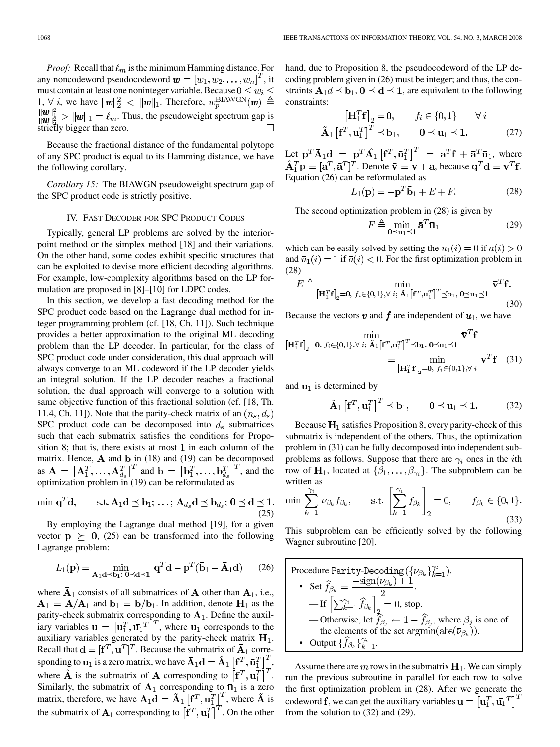*Proof:* Recall that $\ell_m$ is the minimum Hamming distance. For any noncodeword pseudocodeword $\boldsymbol{w} = [w_1, w_2, \ldots, w_n]^T$, it must contain at least one noninteger variable. Because $0 \le w_i \le 1$, $\forall\, i$, we have $\|\boldsymbol{w}\|_2^2 < \|\boldsymbol{w}\|_1$. Therefore, $w_p^{\text{BIAWGN}}(\boldsymbol{w}) \triangleq \frac{\|\boldsymbol{w}\|_1^2}{\|\boldsymbol{w}\|_2^2} > \|\boldsymbol{w}\|_1 = \ell_m$. Thus, the pseudoweight spectrum gap is strictly bigger than zero. □

Because the fractional distance of the fundamental polytope of any SPC product is equal to its Hamming distance, we have the following corollary.

*Corollary 15:* The BIAWGN pseudoweight spectrum gap of the SPC product code is strictly positive.

## IV. Fast Decoder for SPC Product Codes

Typically, general LP problems are solved by the interior-point method or the simplex method [18] and their variations. On the other hand, some codes exhibit specific structures that can be exploited to devise more efficient decoding algorithms. For example, low-complexity algorithms based on the LP formulation are proposed in [8]–[10] for LDPC codes.

In this section, we develop a fast decoding method for the SPC product code based on the Lagrange dual method for integer programming problem (cf. [18, Ch. 11]). Such technique provides a better approximation to the original ML decoding problem than the LP decoder. In particular, for the class of SPC product code under consideration, this dual approach will always converge to an ML codeword if the LP decoder yields an integral solution. If the LP decoder reaches a fractional solution, the dual approach will converge to a solution with same objective function of this fractional solution (cf. [18, Th. 11.4, Ch. 11]). Note that the parity-check matrix of an $(n_s, d_s)$ SPC product code can be decomposed into $d_s$ submatrices such that each submatrix satisfies the conditions for Proposition 8; that is, there exists at most 1 in each column of the matrix. Hence, $\mathbf{A}$ and $\mathbf{b}$ in (18) and (19) can be decomposed as $\mathbf{A} = \left[\mathbf{A}_1^T, \ldots, \mathbf{A}_{d_s}^T\right]^T$ and $\mathbf{b} = \left[\mathbf{b}_1^T, \ldots, \mathbf{b}_{d_s}^T\right]^T$, and the optimization problem in (19) can be reformulated as

$$\min \mathbf{q}^T\mathbf{d}, \qquad \text{s.t. } \mathbf{A}_1\mathbf{d} \preceq \mathbf{b}_1;\ \ldots;\ \mathbf{A}_{d_s}\mathbf{d} \preceq \mathbf{b}_{d_s};\ \mathbf{0} \preceq \mathbf{d} \preceq \mathbf{1}. \tag{25}$$

By employing the Lagrange dual method [19], for a given vector $\mathbf{p} \succeq \mathbf{0}$, (25) can be transformed into the following Lagrange problem:

$$L_1(\mathbf{p}) = \min_{\mathbf{A}_1\mathbf{d} \preceq \mathbf{b}_1;\ \mathbf{0} \preceq \mathbf{d} \preceq \mathbf{1}} \mathbf{q}^T\mathbf{d} - \mathbf{p}^T(\bar{\mathbf{b}}_1 - \bar{\mathbf{A}}_1\mathbf{d}) \tag{26}$$

where $\bar{\mathbf{A}}_1$ consists of all submatrices of $\mathbf{A}$ other than $\mathbf{A}_1$, i.e., $\bar{\mathbf{A}}_1 = \mathbf{A}/\mathbf{A}_1$ and $\bar{\mathbf{b}}_1 = \mathbf{b}/\mathbf{b}_1$. In addition, denote $\mathbf{H}_1$ as the parity-check submatrix corresponding to $\mathbf{A}_1$. Define the auxiliary variables $\mathbf{u} = \left[\mathbf{u}_1^T, \bar{\mathbf{u}}_1^T\right]^T$, where $\mathbf{u}_1$ corresponds to the auxiliary variables generated by the parity-check matrix $\mathbf{H}_1$. Recall that $\mathbf{d} = [\mathbf{f}^T, \mathbf{u}^T]^T$. Because the submatrix of $\bar{\mathbf{A}}_1$ corresponding to $\mathbf{u}_1$ is a zero matrix, we have $\bar{\mathbf{A}}_1\mathbf{d} = \hat{\mathbf{A}}_1\left[\mathbf{f}^T, \bar{\mathbf{u}}_1^T\right]^T$, where $\hat{\mathbf{A}}$ is the submatrix of $\mathbf{A}$ corresponding to $\left[\mathbf{f}^T, \bar{\mathbf{u}}_1^T\right]^T$. Similarly, the submatrix of $\mathbf{A}_1$ corresponding to $\bar{\mathbf{u}}_1$ is a zero matrix, therefore, we have $\mathbf{A}_1\mathbf{d} = \tilde{\mathbf{A}}_1\left[\mathbf{f}^T, \mathbf{u}_1^T\right]^T$, where $\tilde{\mathbf{A}}$ is the submatrix of $\mathbf{A}_1$ corresponding to $\left[\mathbf{f}^T, \mathbf{u}_1^T\right]^T$. On the other hand, due to Proposition 8, the pseudocodeword of the LP decoding problem given in (26) must be integer; and thus, the constraints $\mathbf{A}_1 d \preceq \mathbf{b}_1$, $\mathbf{0} \preceq \mathbf{d} \preceq \mathbf{1}$, are equivalent to the following constraints:

$$\begin{aligned} \left[\mathbf{H}_1^T\mathbf{f}\right]_2 &= \mathbf{0}, \qquad f_i \in \{0,1\} \qquad \forall\, i \\ \tilde{\mathbf{A}}_1\left[\mathbf{f}^T, \mathbf{u}_1^T\right]^T &\preceq \mathbf{b}_1, \qquad \mathbf{0} \preceq \mathbf{u}_1 \preceq \mathbf{1}. \end{aligned} \tag{27}$$

Let $\mathbf{p}^T\bar{\mathbf{A}}_1\mathbf{d} = \mathbf{p}^T\hat{\mathbf{A}}_1\left[\mathbf{f}^T, \bar{\mathbf{u}}_1^T\right]^T = \mathbf{a}^T\mathbf{f} + \bar{\mathbf{a}}^T\bar{\mathbf{u}}_1$, where $\hat{\mathbf{A}}_1^T\mathbf{p} = [\mathbf{a}^T, \bar{\mathbf{a}}^T]^T$. Denote $\bar{\mathbf{v}} = \mathbf{v} + \mathbf{a}$, because $\mathbf{q}^T\mathbf{d} = \mathbf{v}^T\mathbf{f}$. Equation (26) can be reformulated as

$$L_1(\mathbf{p}) = -\mathbf{p}^T\bar{\mathbf{b}}_1 + E + F. \tag{28}$$

The second optimization problem in (28) is given by

$$F \triangleq \min_{\mathbf{0} \preceq \bar{\mathbf{u}}_1 \preceq \mathbf{1}} \bar{\mathbf{a}}^T\bar{\mathbf{u}}_1 \tag{29}$$

which can be easily solved by setting the $\bar{u}_1(i) = 0$ if $\bar{a}(i) > 0$ and $\bar{u}_1(i) = 1$ if $\bar{a}(i) < 0$. For the first optimization problem in (28)

$$E \triangleq \min_{\left[\mathbf{H}_1^T\mathbf{f}\right]_2 = \mathbf{0},\ f_i \in \{0,1\}, \forall\, i;\ \tilde{\mathbf{A}}_1\left[\mathbf{f}^T, \mathbf{u}_1^T\right]^T \preceq \mathbf{b}_1,\ \mathbf{0} \preceq \mathbf{u}_1 \preceq \mathbf{1}} \bar{\mathbf{v}}^T\mathbf{f}. \tag{30}$$

Because the vectors $\bar{\boldsymbol{v}}$ and $\boldsymbol{f}$ are independent of $\bar{\boldsymbol{u}}_1$, we have

$$\min_{\left[\mathbf{H}_1^T\mathbf{f}\right]_2 = \mathbf{0},\ f_i \in \{0,1\}, \forall\, i;\ \tilde{\mathbf{A}}_1\left[\mathbf{f}^T, \mathbf{u}_1^T\right]^T \preceq \mathbf{b}_1,\ \mathbf{0} \preceq \mathbf{u}_1 \preceq \mathbf{1}} \bar{\mathbf{v}}^T\mathbf{f} = \min_{\left[\mathbf{H}_1^T\mathbf{f}\right]_2 = \mathbf{0},\ f_i \in \{0,1\}, \forall\, i} \bar{\mathbf{v}}^T\mathbf{f} \tag{31}$$

and $\mathbf{u}_1$ is determined by

$$\tilde{\mathbf{A}}_1\left[\mathbf{f}^T, \mathbf{u}_1^T\right]^T \preceq \mathbf{b}_1, \qquad \mathbf{0} \preceq \mathbf{u}_1 \preceq \mathbf{1}. \tag{32}$$

Because $\mathbf{H}_1$ satisfies Proposition 8, every parity-check of this submatrix is independent of the others. Thus, the optimization problem in (31) can be fully decomposed into independent subproblems as follows. Suppose that there are $\gamma_i$ ones in the $i$th row of $\mathbf{H}_1$, located at $\{\beta_1, \ldots, \beta_{\gamma_i}\}$. The subproblem can be written as

$$\min \sum_{k=1}^{\gamma_i} \bar{\nu}_{\beta_k} f_{\beta_k}, \qquad \text{s.t.} \left[\sum_{k=1}^{\gamma_i} f_{\beta_k}\right]_2 = 0, \qquad f_{\beta_k} \in \{0,1\}. \tag{33}$$

This subproblem can be efficiently solved by the following Wagner subroutine [20].

> Procedure `Parity-Decoding`$(\{\bar{\nu}_{\beta_k}\}_{k=1}^{\gamma_i})$.
> - Set $\hat{f}_{\beta_k} = \dfrac{-\text{sign}(\bar{\nu}_{\beta_k}) + 1}{2}$.
>   - If $\left[\sum_{k=1}^{\gamma_i} \hat{f}_{\beta_k}\right]_2 = 0$, stop.
>   - Otherwise, let $\hat{f}_{\beta_j} \leftarrow 1 - \hat{f}_{\beta_j}$, where $\beta_j$ is one of the elements of the set $\operatorname{argmin}(\text{abs}(\bar{\nu}_{\beta_k}))$.
> - Output $\{\hat{f}_{\beta_k}\}_{k=1}^{\gamma_i}$.

Assume there are $\bar{m}$ rows in the submatrix $\mathbf{H}_1$. We can simply run the previous subroutine in parallel for each row to solve the first optimization problem in (28). After we generate the codeword $\mathbf{f}$, we can get the auxiliary variables $\mathbf{u} = \left[\mathbf{u}_1^T, \bar{\mathbf{u}}_1^T\right]^T$ from the solution to (32) and (29).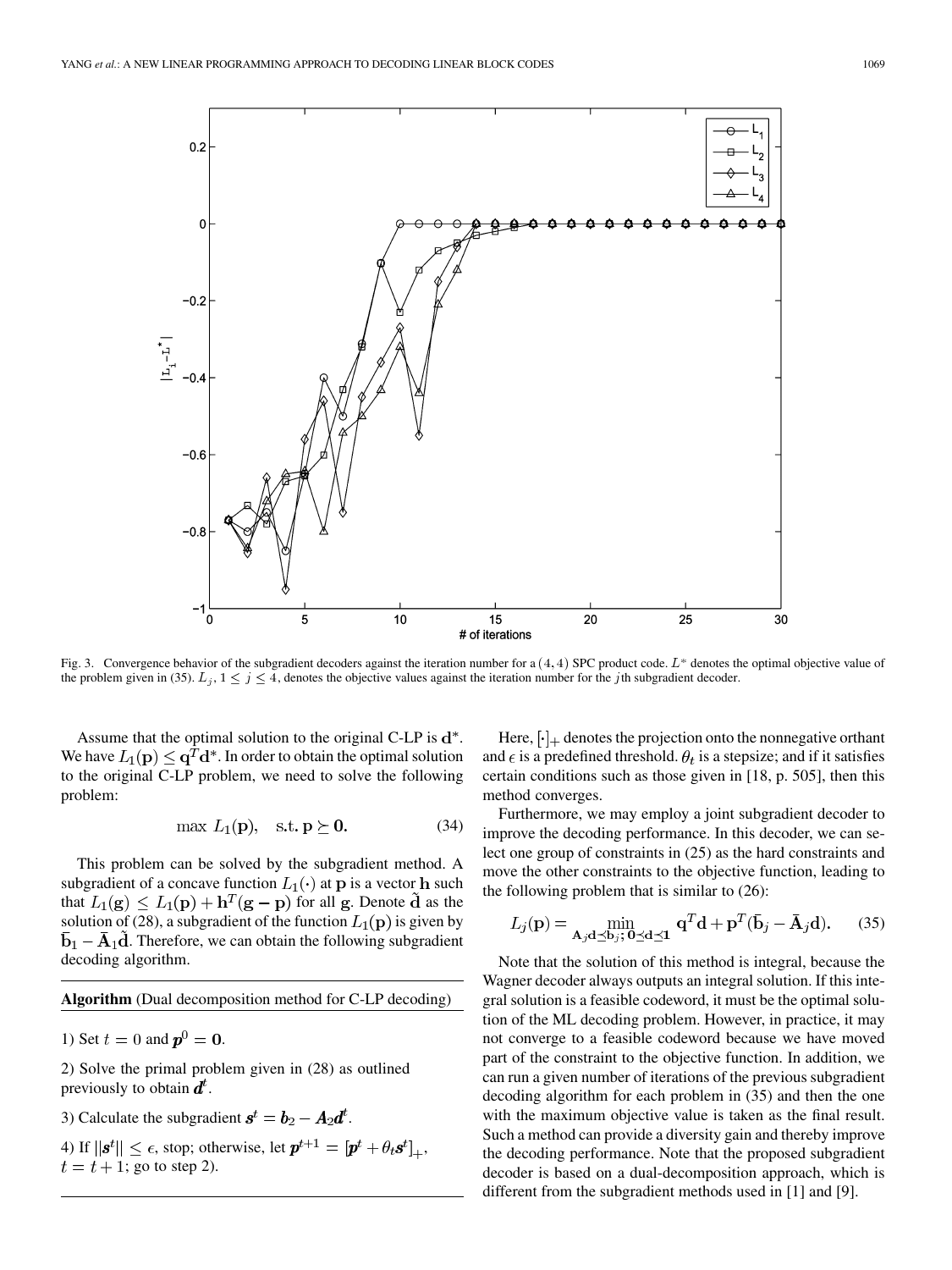Fig. 3. Convergence behavior of the subgradient decoders against the iteration number for a $(4, 4)$ SPC product code. $L^*$ denotes the optimal objective value of the problem given in (35). $L_j$, $1 \leq j \leq 4$, denotes the objective values against the iteration number for the $j$th subgradient decoder.

Assume that the optimal solution to the original C-LP is $\mathbf{d}^*$. We have $L_1(\mathbf{p}) \leq \mathbf{q}^T\mathbf{d}^*$. In order to obtain the optimal solution to the original C-LP problem, we need to solve the following problem:

$$\max\ L_1(\mathbf{p}), \quad \text{s.t. } \mathbf{p} \succeq \mathbf{0}. \tag{34}$$

This problem can be solved by the subgradient method. A subgradient of a concave function $L_1(\cdot)$ at $\mathbf{p}$ is a vector $\mathbf{h}$ such that $L_1(\mathbf{g}) \leq L_1(\mathbf{p}) + \mathbf{h}^T(\mathbf{g} - \mathbf{p})$ for all $\mathbf{g}$. Denote $\tilde{\mathbf{d}}$ as the solution of (28), a subgradient of the function $L_1(\mathbf{p})$ is given by $\bar{\mathbf{b}}_1 - \bar{\mathbf{A}}_1\tilde{\mathbf{d}}$. Therefore, we can obtain the following subgradient decoding algorithm.

---

**Algorithm** (Dual decomposition method for C-LP decoding)

1) Set $t = 0$ and $\boldsymbol{p}^0 = \mathbf{0}$.

2) Solve the primal problem given in (28) as outlined previously to obtain $\boldsymbol{d}^t$.

3) Calculate the subgradient $\boldsymbol{s}^t = \boldsymbol{b}_2 - \boldsymbol{A}_2\boldsymbol{d}^t$.

4) If $\|\boldsymbol{s}^t\| \leq \epsilon$, stop; otherwise, let $\boldsymbol{p}^{t+1} = [\boldsymbol{p}^t + \theta_t\boldsymbol{s}^t]_+$, $t = t + 1$; go to step 2).

---

Here, $[\cdot]_+$ denotes the projection onto the nonnegative orthant and $\epsilon$ is a predefined threshold. $\theta_t$ is a stepsize; and if it satisfies certain conditions such as those given in [18, p. 505], then this method converges.

Furthermore, we may employ a joint subgradient decoder to improve the decoding performance. In this decoder, we can select one group of constraints in (25) as the hard constraints and move the other constraints to the objective function, leading to the following problem that is similar to (26):

$$L_j(\mathbf{p}) = \min_{\mathbf{A}_j\mathbf{d} \preceq \mathbf{b}_j;\, \mathbf{0} \preceq \mathbf{d} \preceq \mathbf{1}} \mathbf{q}^T\mathbf{d} + \mathbf{p}^T(\bar{\mathbf{b}}_j - \bar{\mathbf{A}}_j\mathbf{d}). \tag{35}$$

Note that the solution of this method is integral, because the Wagner decoder always outputs an integral solution. If this integral solution is a feasible codeword, it must be the optimal solution of the ML decoding problem. However, in practice, it may not converge to a feasible codeword because we have moved part of the constraint to the objective function. In addition, we can run a given number of iterations of the previous subgradient decoding algorithm for each problem in (35) and then the one with the maximum objective value is taken as the final result. Such a method can provide a diversity gain and thereby improve the decoding performance. Note that the proposed subgradient decoder is based on a dual-decomposition approach, which is different from the subgradient methods used in [1] and [9].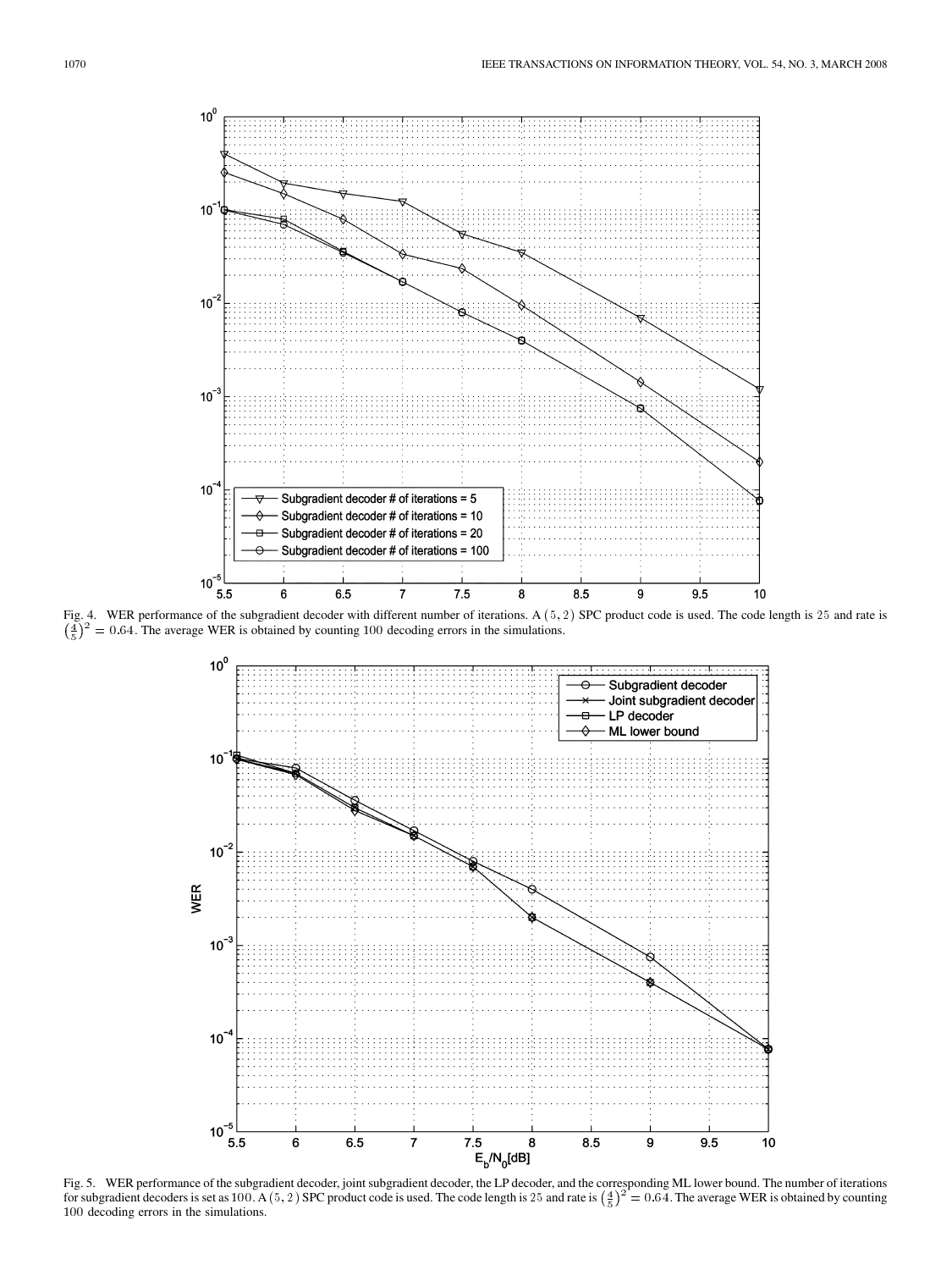Fig. 4. WER performance of the subgradient decoder with different number of iterations. A $(5, 2)$ SPC product code is used. The code length is $25$ and rate is $\left(\frac{4}{5}\right)^2 = 0.64$. The average WER is obtained by counting $100$ decoding errors in the simulations.

Fig. 5. WER performance of the subgradient decoder, joint subgradient decoder, the LP decoder, and the corresponding ML lower bound. The number of iterations for subgradient decoders is set as $100$. A $(5, 2)$ SPC product code is used. The code length is $25$ and rate is $\left(\frac{4}{5}\right)^2 = 0.64$. The average WER is obtained by counting $100$ decoding errors in the simulations.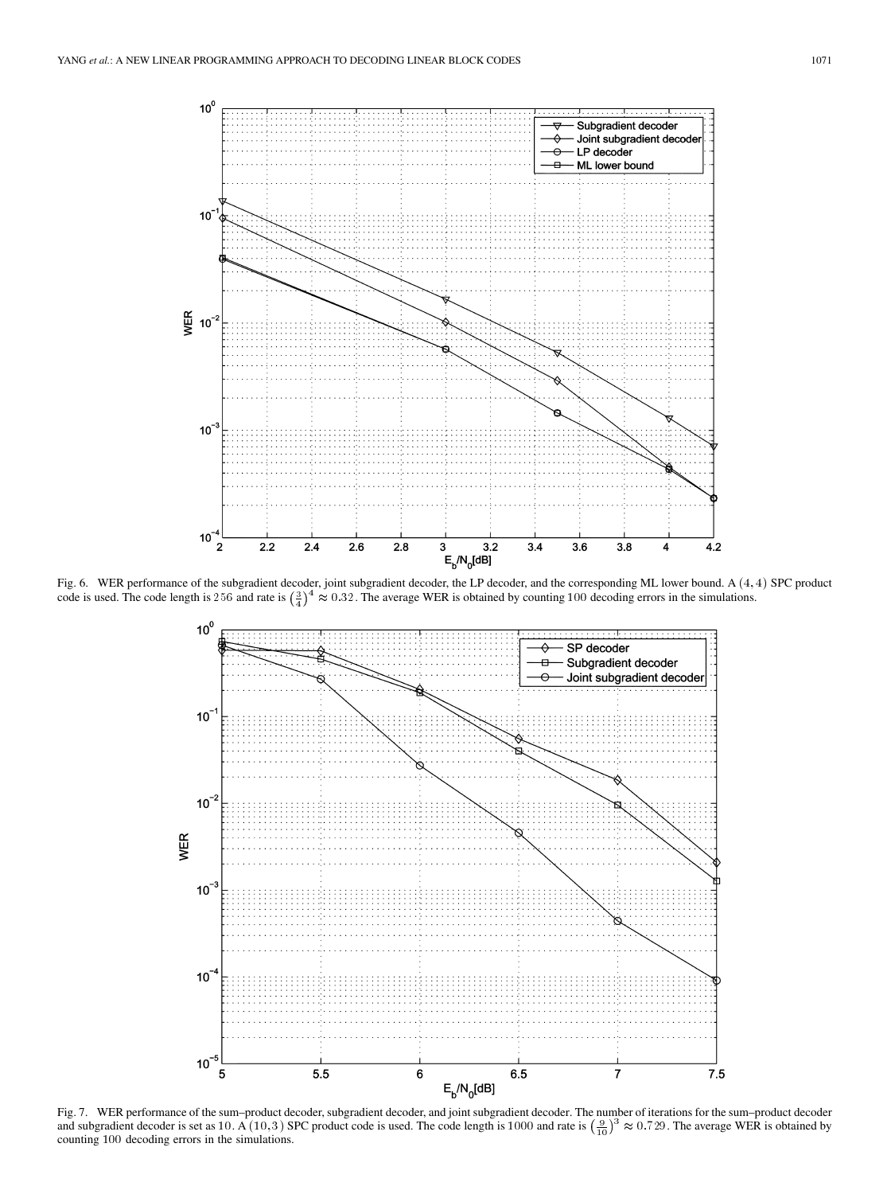Fig. 6. WER performance of the subgradient decoder, joint subgradient decoder, the LP decoder, and the corresponding ML lower bound. A $(4, 4)$ SPC product code is used. The code length is $256$ and rate is $\left(\frac{3}{4}\right)^4 \approx 0.32$. The average WER is obtained by counting $100$ decoding errors in the simulations.

Fig. 7. WER performance of the sum–product decoder, subgradient decoder, and joint subgradient decoder. The number of iterations for the sum–product decoder and subgradient decoder is set as $10$. A $(10, 3)$ SPC product code is used. The code length is $1000$ and rate is $\left(\frac{9}{10}\right)^3 \approx 0.729$. The average WER is obtained by counting $100$ decoding errors in the simulations.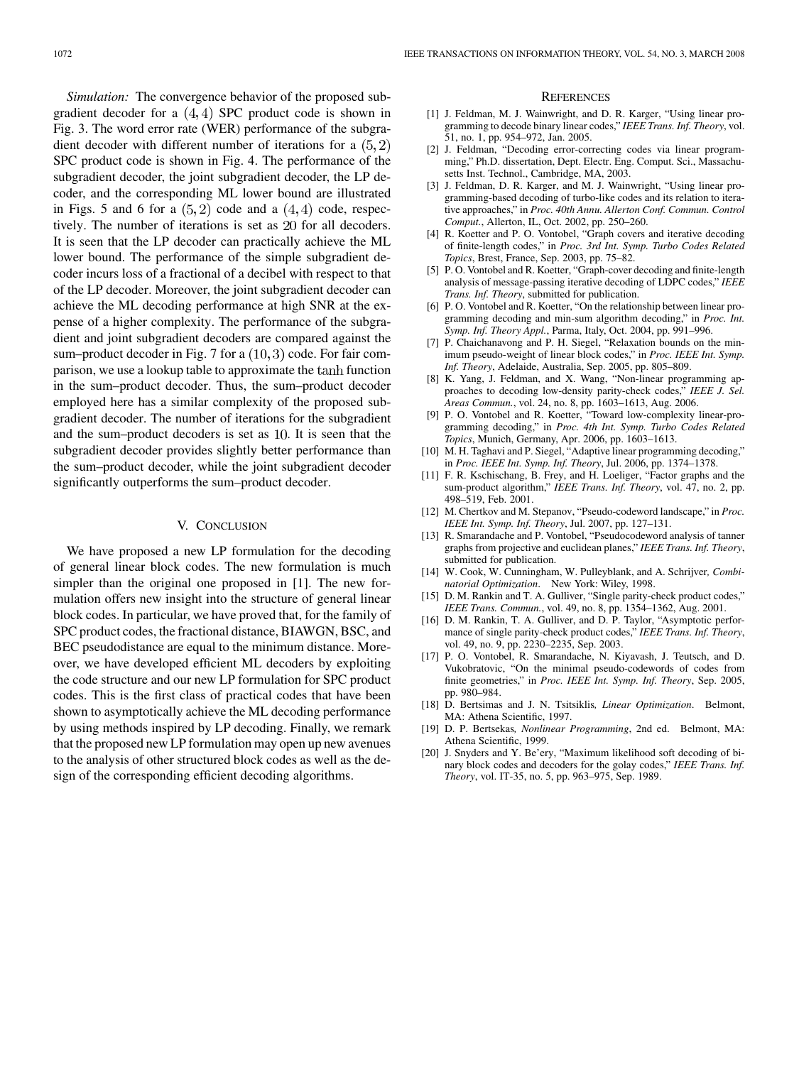*Simulation:* The convergence behavior of the proposed subgradient decoder for a $(4, 4)$ SPC product code is shown in Fig. 3. The word error rate (WER) performance of the subgradient decoder with different number of iterations for a $(5, 2)$ SPC product code is shown in Fig. 4. The performance of the subgradient decoder, the joint subgradient decoder, the LP decoder, and the corresponding ML lower bound are illustrated in Figs. 5 and 6 for a $(5, 2)$ code and a $(4, 4)$ code, respectively. The number of iterations is set as 20 for all decoders. It is seen that the LP decoder can practically achieve the ML lower bound. The performance of the simple subgradient decoder incurs loss of a fractional of a decibel with respect to that of the LP decoder. Moreover, the joint subgradient decoder can achieve the ML decoding performance at high SNR at the expense of a higher complexity. The performance of the subgradient and joint subgradient decoders are compared against the sum–product decoder in Fig. 7 for a $(10, 3)$ code. For fair comparison, we use a lookup table to approximate the $\tanh$ function in the sum–product decoder. Thus, the sum–product decoder employed here has a similar complexity of the proposed subgradient decoder. The number of iterations for the subgradient and the sum–product decoders is set as 10. It is seen that the subgradient decoder provides slightly better performance than the sum–product decoder, while the joint subgradient decoder significantly outperforms the sum–product decoder.

## V. Conclusion

We have proposed a new LP formulation for the decoding of general linear block codes. The new formulation is much simpler than the original one proposed in [1]. The new formulation offers new insight into the structure of general linear block codes. In particular, we have proved that, for the family of SPC product codes, the fractional distance, BIAWGN, BSC, and BEC pseudodistance are equal to the minimum distance. Moreover, we have developed efficient ML decoders by exploiting the code structure and our new LP formulation for SPC product codes. This is the first class of practical codes that have been shown to asymptotically achieve the ML decoding performance by using methods inspired by LP decoding. Finally, we remark that the proposed new LP formulation may open up new avenues to the analysis of other structured block codes as well as the design of the corresponding efficient decoding algorithms.

## References

[1] J. Feldman, M. J. Wainwright, and D. R. Karger, "Using linear programming to decode binary linear codes," *IEEE Trans. Inf. Theory*, vol. 51, no. 1, pp. 954–972, Jan. 2005.

[2] J. Feldman, "Decoding error-correcting codes via linear programming," Ph.D. dissertation, Dept. Electr. Eng. Comput. Sci., Massachusetts Inst. Technol., Cambridge, MA, 2003.

[3] J. Feldman, D. R. Karger, and M. J. Wainwright, "Using linear programming-based decoding of turbo-like codes and its relation to iterative approaches," in *Proc. 40th Annu. Allerton Conf. Commun. Control Comput.*, Allerton, IL, Oct. 2002, pp. 250–260.

[4] R. Koetter and P. O. Vontobel, "Graph covers and iterative decoding of finite-length codes," in *Proc. 3rd Int. Symp. Turbo Codes Related Topics*, Brest, France, Sep. 2003, pp. 75–82.

[5] P. O. Vontobel and R. Koetter, "Graph-cover decoding and finite-length analysis of message-passing iterative decoding of LDPC codes," *IEEE Trans. Inf. Theory*, submitted for publication.

[6] P. O. Vontobel and R. Koetter, "On the relationship between linear programming decoding and min-sum algorithm decoding," in *Proc. Int. Symp. Inf. Theory Appl.*, Parma, Italy, Oct. 2004, pp. 991–996.

[7] P. Chaichanavong and P. H. Siegel, "Relaxation bounds on the minimum pseudo-weight of linear block codes," in *Proc. IEEE Int. Symp. Inf. Theory*, Adelaide, Australia, Sep. 2005, pp. 805–809.

[8] K. Yang, J. Feldman, and X. Wang, "Non-linear programming approaches to decoding low-density parity-check codes," *IEEE J. Sel. Areas Commun.*, vol. 24, no. 8, pp. 1603–1613, Aug. 2006.

[9] P. O. Vontobel and R. Koetter, "Toward low-complexity linear-programming decoding," in *Proc. 4th Int. Symp. Turbo Codes Related Topics*, Munich, Germany, Apr. 2006, pp. 1603–1613.

[10] M. H. Taghavi and P. Siegel, "Adaptive linear programming decoding," in *Proc. IEEE Int. Symp. Inf. Theory*, Jul. 2006, pp. 1374–1378.

[11] F. R. Kschischang, B. Frey, and H. Loeliger, "Factor graphs and the sum-product algorithm," *IEEE Trans. Inf. Theory*, vol. 47, no. 2, pp. 498–519, Feb. 2001.

[12] M. Chertkov and M. Stepanov, "Pseudo-codeword landscape," in *Proc. IEEE Int. Symp. Inf. Theory*, Jul. 2007, pp. 127–131.

[13] R. Smarandache and P. Vontobel, "Pseudocodeword analysis of tanner graphs from projective and euclidean planes," *IEEE Trans. Inf. Theory*, submitted for publication.

[14] W. Cook, W. Cunningham, W. Pulleyblank, and A. Schrijver, *Combinatorial Optimization*. New York: Wiley, 1998.

[15] D. M. Rankin and T. A. Gulliver, "Single parity-check product codes," *IEEE Trans. Commun.*, vol. 49, no. 8, pp. 1354–1362, Aug. 2001.

[16] D. M. Rankin, T. A. Gulliver, and D. P. Taylor, "Asymptotic performance of single parity-check product codes," *IEEE Trans. Inf. Theory*, vol. 49, no. 9, pp. 2230–2235, Sep. 2003.

[17] P. O. Vontobel, R. Smarandache, N. Kiyavash, J. Teutsch, and D. Vukobratovic, "On the minimal pseudo-codewords of codes from finite geometries," in *Proc. IEEE Int. Symp. Inf. Theory*, Sep. 2005, pp. 980–984.

[18] D. Bertsimas and J. N. Tsitsiklis, *Linear Optimization*. Belmont, MA: Athena Scientific, 1997.

[19] D. P. Bertsekas, *Nonlinear Programming*, 2nd ed. Belmont, MA: Athena Scientific, 1999.

[20] J. Snyders and Y. Be'ery, "Maximum likelihood soft decoding of binary block codes and decoders for the golay codes," *IEEE Trans. Inf. Theory*, vol. IT-35, no. 5, pp. 963–975, Sep. 1989.